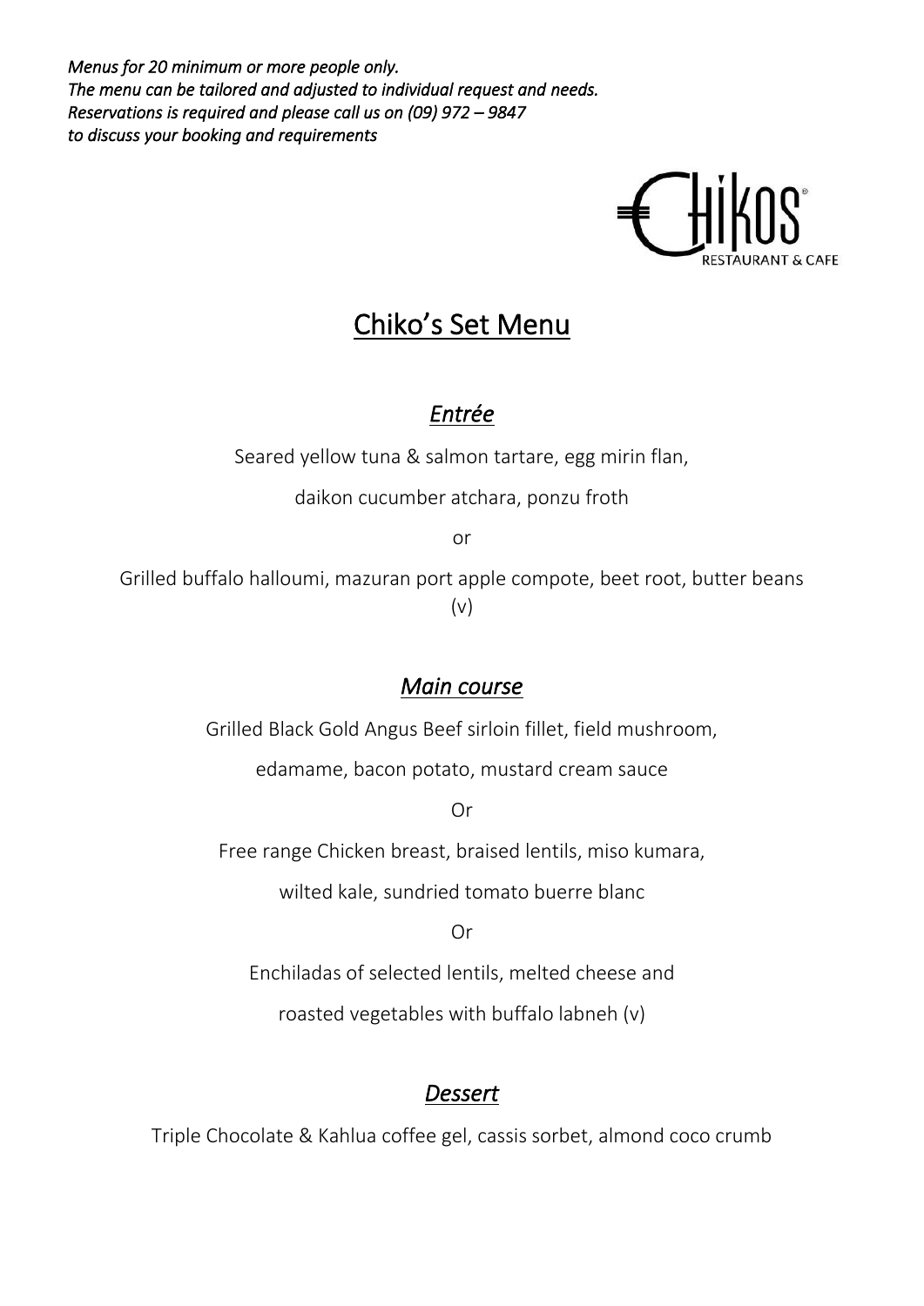*Menus for 20 minimum or more people only.*
*The menu can be tailored and adjusted to individual request and needs.*
*Reservations is required and please call us on (09) 972 – 9847*
*to discuss your booking and requirements*

Chikos RESTAURANT & CAFE

# Chiko's Set Menu

## *Entrée*

Seared yellow tuna & salmon tartare, egg mirin flan,

daikon cucumber atchara, ponzu froth

or

Grilled buffalo halloumi, mazuran port apple compote, beet root, butter beans (v)

## *Main course*

Grilled Black Gold Angus Beef sirloin fillet, field mushroom,

edamame, bacon potato, mustard cream sauce

Or

Free range Chicken breast, braised lentils, miso kumara,

wilted kale, sundried tomato buerre blanc

Or

Enchiladas of selected lentils, melted cheese and

roasted vegetables with buffalo labneh (v)

## *Dessert*

Triple Chocolate & Kahlua coffee gel, cassis sorbet, almond coco crumb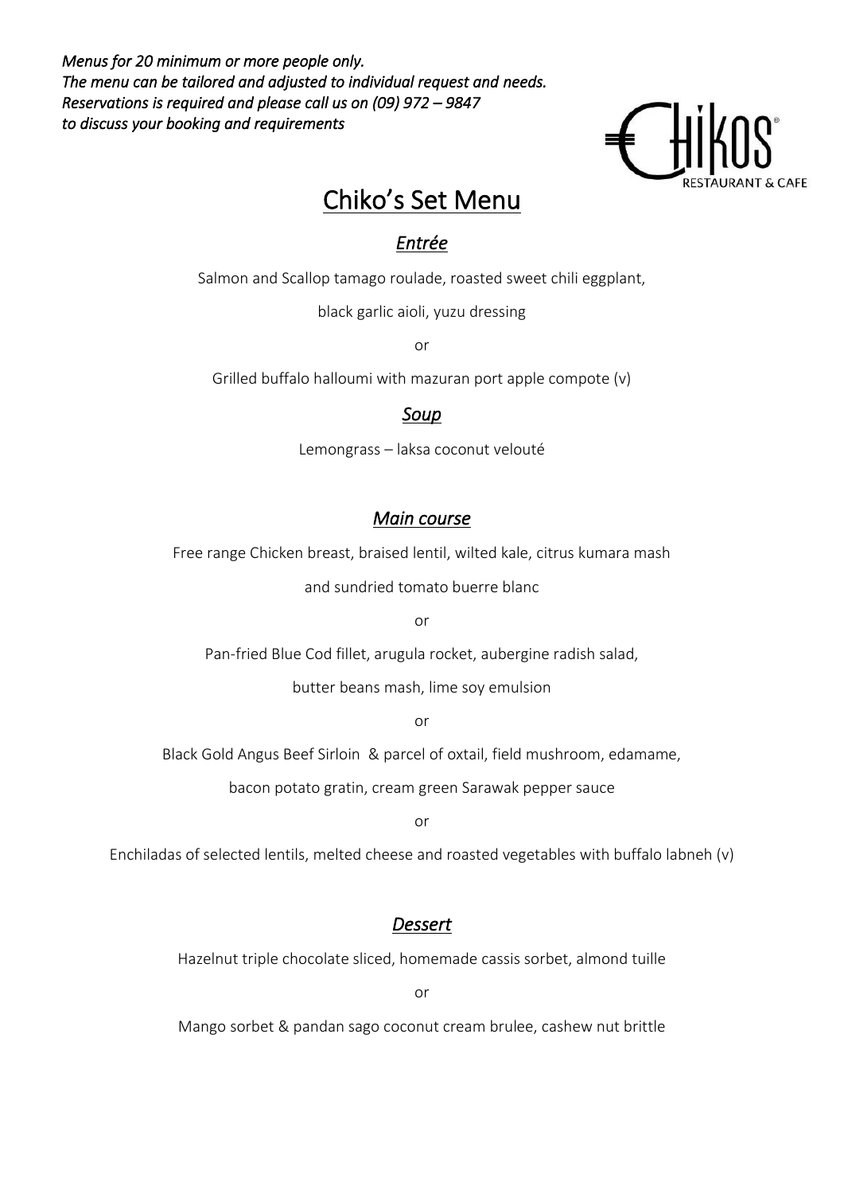*Menus for 20 minimum or more people only.*
*The menu can be tailored and adjusted to individual request and needs.*
*Reservations is required and please call us on (09) 972 – 9847*
*to discuss your booking and requirements*

CHIKOS RESTAURANT & CAFE

# Chiko's Set Menu

## *Entrée*

Salmon and Scallop tamago roulade, roasted sweet chili eggplant,

black garlic aioli, yuzu dressing

or

Grilled buffalo halloumi with mazuran port apple compote (v)

## *Soup*

Lemongrass – laksa coconut velouté

## *Main course*

Free range Chicken breast, braised lentil, wilted kale, citrus kumara mash

and sundried tomato buerre blanc

or

Pan-fried Blue Cod fillet, arugula rocket, aubergine radish salad,

butter beans mash, lime soy emulsion

or

Black Gold Angus Beef Sirloin & parcel of oxtail, field mushroom, edamame,

bacon potato gratin, cream green Sarawak pepper sauce

or

Enchiladas of selected lentils, melted cheese and roasted vegetables with buffalo labneh (v)

## *Dessert*

Hazelnut triple chocolate sliced, homemade cassis sorbet, almond tuille

or

Mango sorbet & pandan sago coconut cream brulee, cashew nut brittle